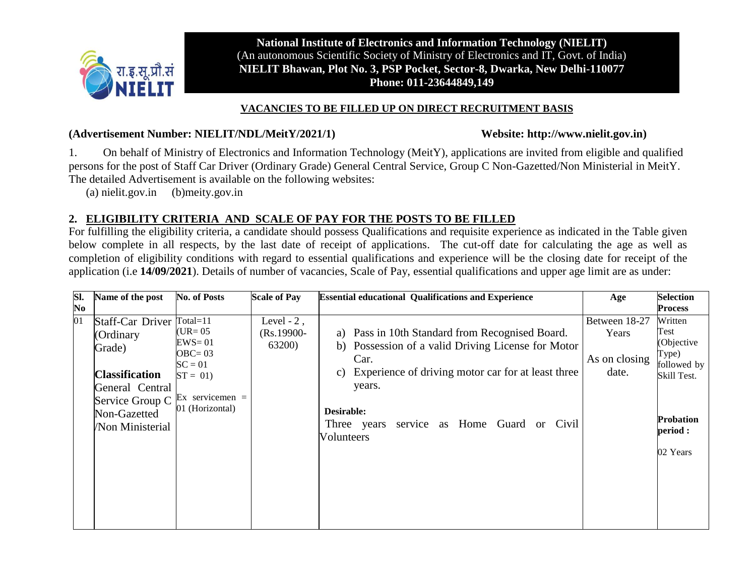**National Institute of Electronics and Information Technology (NIELIT)**
(An autonomous Scientific Society of Ministry of Electronics and IT, Govt. of India)
**NIELIT Bhawan, Plot No. 3, PSP Pocket, Sector-8, Dwarka, New Delhi-110077**
**Phone: 011-23644849,149**

## VACANCIES TO BE FILLED UP ON DIRECT RECRUITMENT BASIS

**(Advertisement Number: NIELIT/NDL/MeitY/2021/1)** **Website: http://www.nielit.gov.in)**

1. On behalf of Ministry of Electronics and Information Technology (MeitY), applications are invited from eligible and qualified persons for the post of Staff Car Driver (Ordinary Grade) General Central Service, Group C Non-Gazetted/Non Ministerial in MeitY. The detailed Advertisement is available on the following websites:
 (a) nielit.gov.in (b)meity.gov.in

## 2. ELIGIBILITY CRITERIA AND SCALE OF PAY FOR THE POSTS TO BE FILLED

For fulfilling the eligibility criteria, a candidate should possess Qualifications and requisite experience as indicated in the Table given below complete in all respects, by the last date of receipt of applications. The cut-off date for calculating the age as well as completion of eligibility conditions with regard to essential qualifications and experience will be the closing date for receipt of the application (i.e **14/09/2021**). Details of number of vacancies, Scale of Pay, essential qualifications and upper age limit are as under:

| Sl. No | Name of the post | No. of Posts | Scale of Pay | Essential educational Qualifications and Experience | Age | Selection Process |
|---|---|---|---|---|---|---|
| 01 | Staff-Car Driver (Ordinary Grade)<br><br>**Classification**<br>General Central Service Group C Non-Gazetted /Non Ministerial | Total=11<br>(UR= 05<br>EWS= 01<br>OBC= 03<br>SC = 01<br>ST = 01)<br><br>Ex servicemen = 01 (Horizontal) | Level - 2 , (Rs.19900-63200) | a) Pass in 10th Standard from Recognised Board.<br>b) Possession of a valid Driving License for Motor Car.<br>c) Experience of driving motor car for at least three years.<br><br>**Desirable:**<br>Three years service as Home Guard or Civil Volunteers | Between 18-27 Years<br><br>As on closing date. | Written Test (Objective Type) followed by Skill Test.<br><br>**Probation period :**<br><br>02 Years |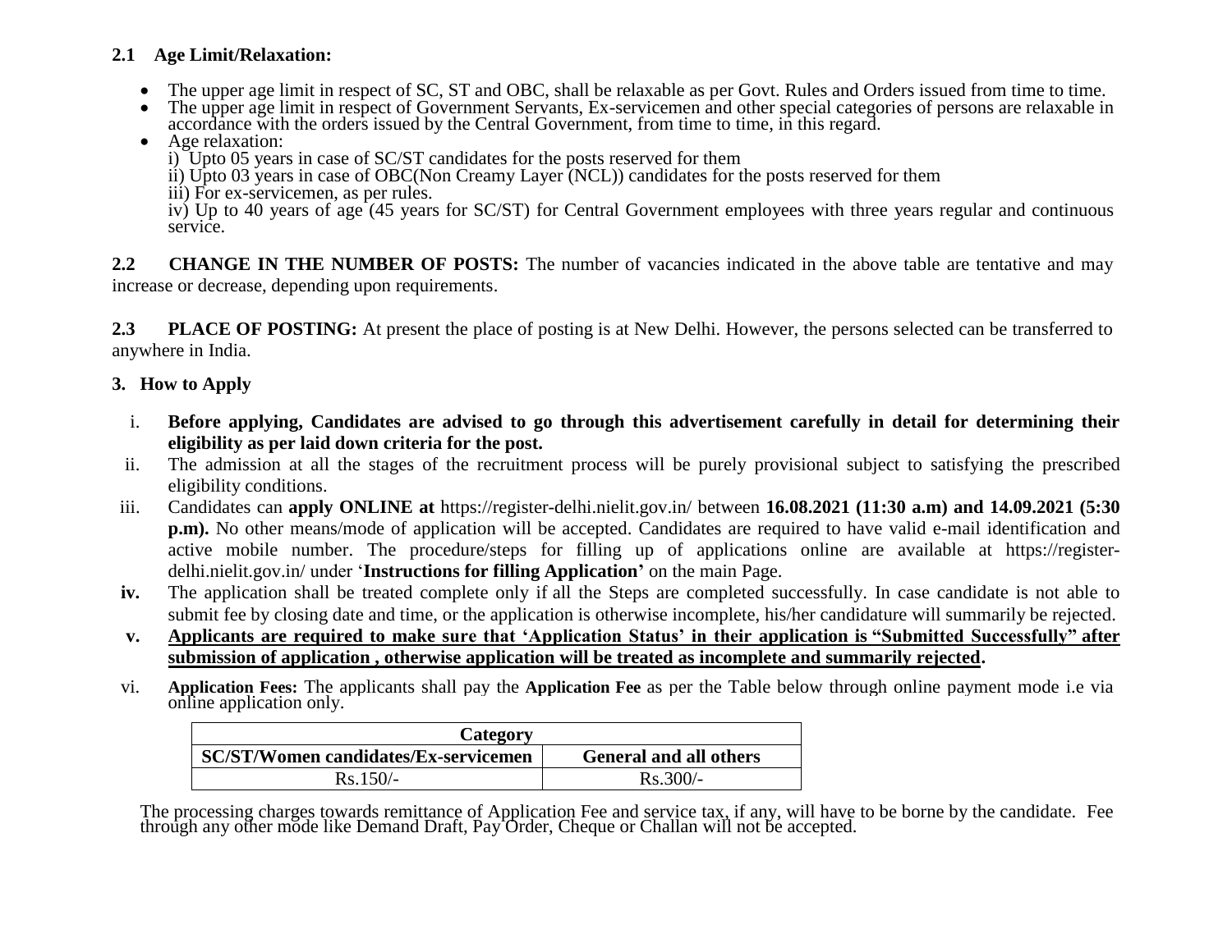### 2.1 Age Limit/Relaxation:

- The upper age limit in respect of SC, ST and OBC, shall be relaxable as per Govt. Rules and Orders issued from time to time.
- The upper age limit in respect of Government Servants, Ex-servicemen and other special categories of persons are relaxable in accordance with the orders issued by the Central Government, from time to time, in this regard.
- Age relaxation:
  i) Upto 05 years in case of SC/ST candidates for the posts reserved for them
  ii) Upto 03 years in case of OBC(Non Creamy Layer (NCL)) candidates for the posts reserved for them
  iii) For ex-servicemen, as per rules.
  iv) Up to 40 years of age (45 years for SC/ST) for Central Government employees with three years regular and continuous service.

**2.2 CHANGE IN THE NUMBER OF POSTS:** The number of vacancies indicated in the above table are tentative and may increase or decrease, depending upon requirements.

**2.3 PLACE OF POSTING:** At present the place of posting is at New Delhi. However, the persons selected can be transferred to anywhere in India.

### 3. How to Apply

i. **Before applying, Candidates are advised to go through this advertisement carefully in detail for determining their eligibility as per laid down criteria for the post.**

ii. The admission at all the stages of the recruitment process will be purely provisional subject to satisfying the prescribed eligibility conditions.

iii. Candidates can **apply ONLINE at** https://register-delhi.nielit.gov.in/ between **16.08.2021 (11:30 a.m) and 14.09.2021 (5:30 p.m).** No other means/mode of application will be accepted. Candidates are required to have valid e-mail identification and active mobile number. The procedure/steps for filling up of applications online are available at https://register-delhi.nielit.gov.in/ under '**Instructions for filling Application'** on the main Page.

**iv.** The application shall be treated complete only if all the Steps are completed successfully. In case candidate is not able to submit fee by closing date and time, or the application is otherwise incomplete, his/her candidature will summarily be rejected.

**v.** **<u>Applicants are required to make sure that 'Application Status' in their application is "Submitted Successfully" after submission of application , otherwise application will be treated as incomplete and summarily rejected</u>.**

vi. **Application Fees:** The applicants shall pay the **Application Fee** as per the Table below through online payment mode i.e via online application only.

| **Category** | |
|---|---|
| **SC/ST/Women candidates/Ex-servicemen** | **General and all others** |
| Rs.150/- | Rs.300/- |

The processing charges towards remittance of Application Fee and service tax, if any, will have to be borne by the candidate. Fee through any other mode like Demand Draft, Pay Order, Cheque or Challan will not be accepted.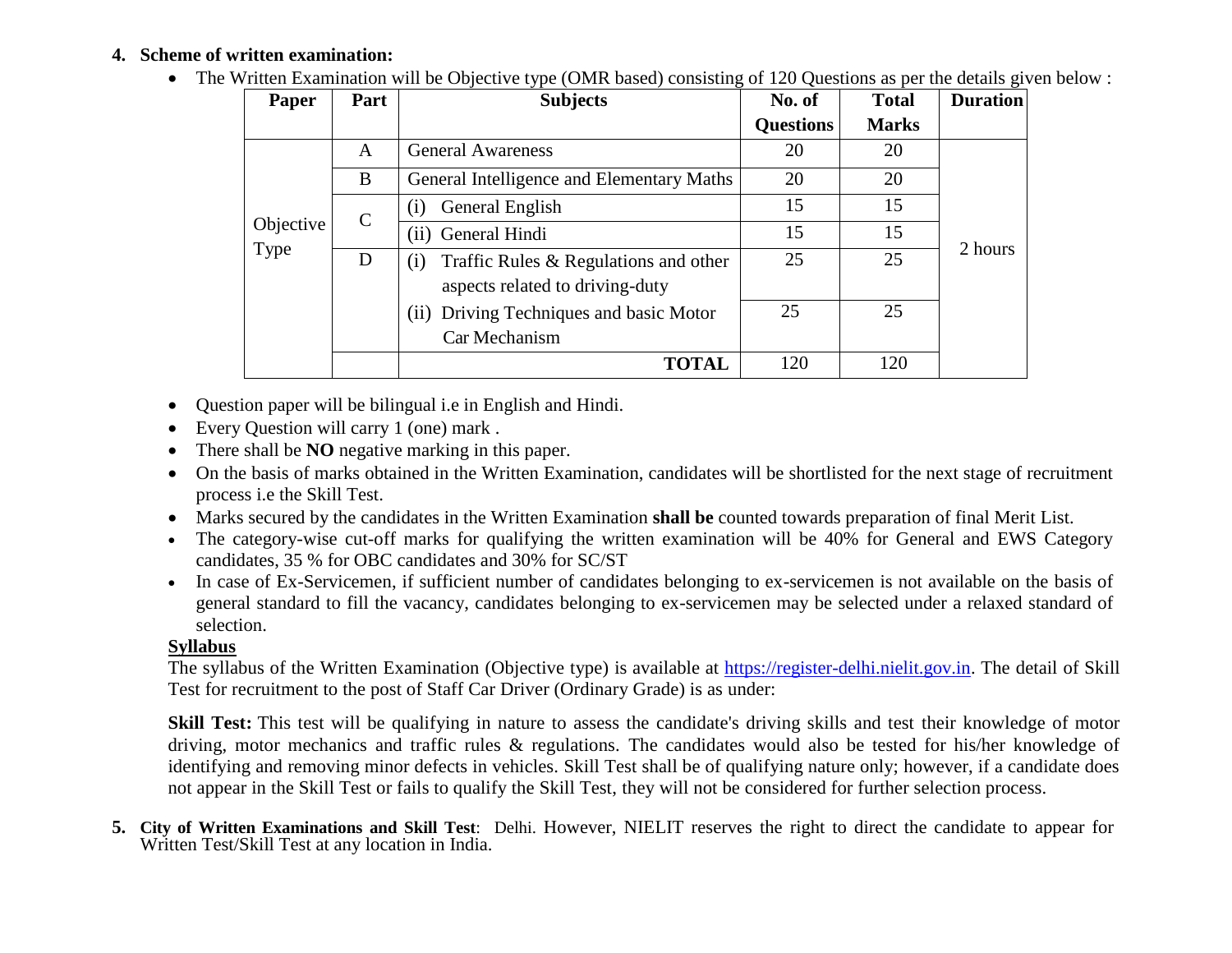**4. Scheme of written examination:**

- The Written Examination will be Objective type (OMR based) consisting of 120 Questions as per the details given below :

| Paper | Part | Subjects | No. of Questions | Total Marks | Duration |
|---|---|---|---|---|---|
| Objective Type | A | General Awareness | 20 | 20 | 2 hours |
| | B | General Intelligence and Elementary Maths | 20 | 20 | |
| | C | (i) General English | 15 | 15 | |
| | | (ii) General Hindi | 15 | 15 | |
| | D | (i) Traffic Rules & Regulations and other aspects related to driving-duty | 25 | 25 | |
| | | (ii) Driving Techniques and basic Motor Car Mechanism | 25 | 25 | |
| | | **TOTAL** | 120 | 120 | |

- Question paper will be bilingual i.e in English and Hindi.
- Every Question will carry 1 (one) mark .
- There shall be **NO** negative marking in this paper.
- On the basis of marks obtained in the Written Examination, candidates will be shortlisted for the next stage of recruitment process i.e the Skill Test.
- Marks secured by the candidates in the Written Examination **shall be** counted towards preparation of final Merit List.
- The category-wise cut-off marks for qualifying the written examination will be 40% for General and EWS Category candidates, 35 % for OBC candidates and 30% for SC/ST
- In case of Ex-Servicemen, if sufficient number of candidates belonging to ex-servicemen is not available on the basis of general standard to fill the vacancy, candidates belonging to ex-servicemen may be selected under a relaxed standard of selection.

**Syllabus**

The syllabus of the Written Examination (Objective type) is available at https://register-delhi.nielit.gov.in. The detail of Skill Test for recruitment to the post of Staff Car Driver (Ordinary Grade) is as under:

**Skill Test:** This test will be qualifying in nature to assess the candidate's driving skills and test their knowledge of motor driving, motor mechanics and traffic rules & regulations. The candidates would also be tested for his/her knowledge of identifying and removing minor defects in vehicles. Skill Test shall be of qualifying nature only; however, if a candidate does not appear in the Skill Test or fails to qualify the Skill Test, they will not be considered for further selection process.

**5. City of Written Examinations and Skill Test**: Delhi. However, NIELIT reserves the right to direct the candidate to appear for Written Test/Skill Test at any location in India.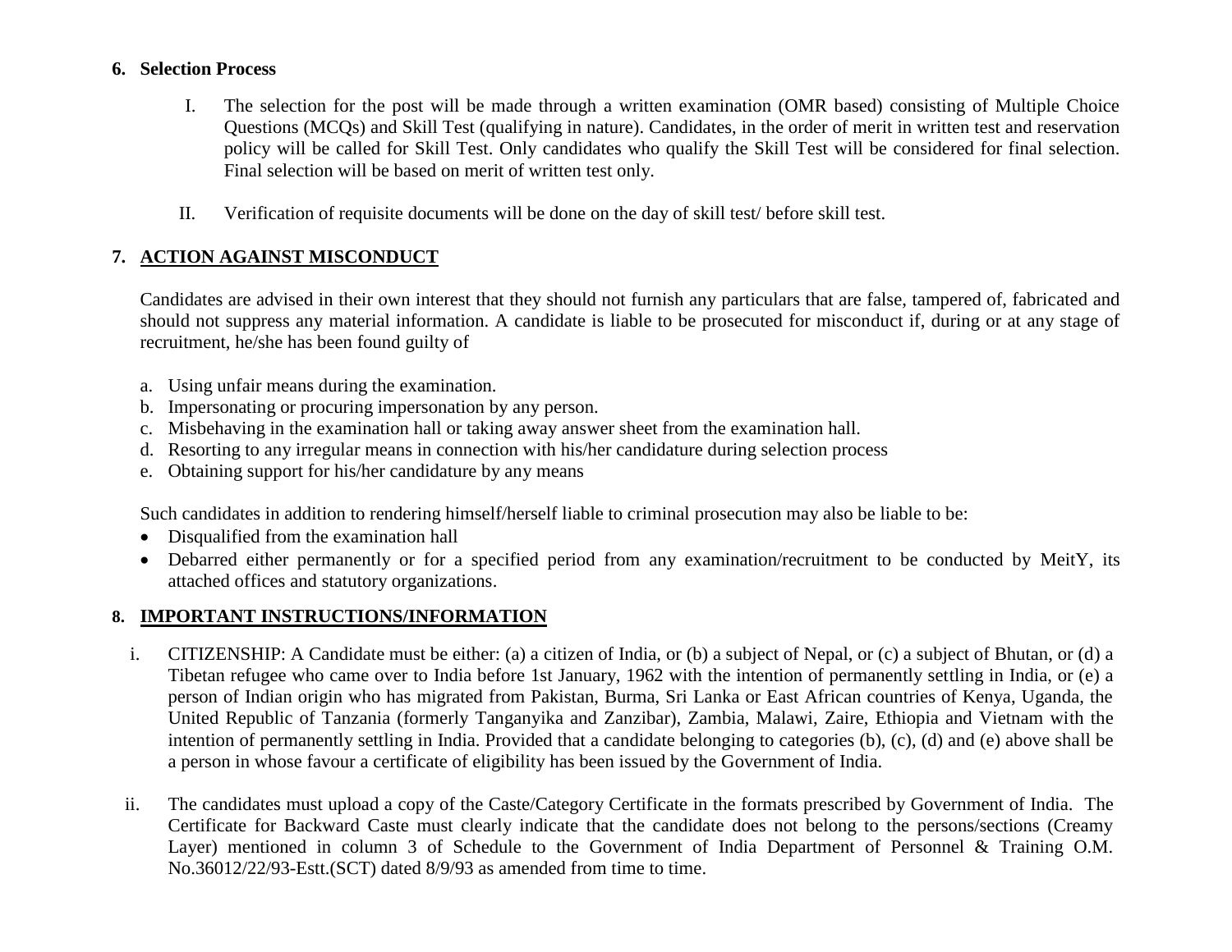## 6. Selection Process

I. The selection for the post will be made through a written examination (OMR based) consisting of Multiple Choice Questions (MCQs) and Skill Test (qualifying in nature). Candidates, in the order of merit in written test and reservation policy will be called for Skill Test. Only candidates who qualify the Skill Test will be considered for final selection. Final selection will be based on merit of written test only.

II. Verification of requisite documents will be done on the day of skill test/ before skill test.

## 7. ACTION AGAINST MISCONDUCT

Candidates are advised in their own interest that they should not furnish any particulars that are false, tampered of, fabricated and should not suppress any material information. A candidate is liable to be prosecuted for misconduct if, during or at any stage of recruitment, he/she has been found guilty of

a. Using unfair means during the examination.
b. Impersonating or procuring impersonation by any person.
c. Misbehaving in the examination hall or taking away answer sheet from the examination hall.
d. Resorting to any irregular means in connection with his/her candidature during selection process
e. Obtaining support for his/her candidature by any means

Such candidates in addition to rendering himself/herself liable to criminal prosecution may also be liable to be:

- Disqualified from the examination hall
- Debarred either permanently or for a specified period from any examination/recruitment to be conducted by MeitY, its attached offices and statutory organizations.

## 8. IMPORTANT INSTRUCTIONS/INFORMATION

i. CITIZENSHIP: A Candidate must be either: (a) a citizen of India, or (b) a subject of Nepal, or (c) a subject of Bhutan, or (d) a Tibetan refugee who came over to India before 1st January, 1962 with the intention of permanently settling in India, or (e) a person of Indian origin who has migrated from Pakistan, Burma, Sri Lanka or East African countries of Kenya, Uganda, the United Republic of Tanzania (formerly Tanganyika and Zanzibar), Zambia, Malawi, Zaire, Ethiopia and Vietnam with the intention of permanently settling in India. Provided that a candidate belonging to categories (b), (c), (d) and (e) above shall be a person in whose favour a certificate of eligibility has been issued by the Government of India.

ii. The candidates must upload a copy of the Caste/Category Certificate in the formats prescribed by Government of India. The Certificate for Backward Caste must clearly indicate that the candidate does not belong to the persons/sections (Creamy Layer) mentioned in column 3 of Schedule to the Government of India Department of Personnel & Training O.M. No.36012/22/93-Estt.(SCT) dated 8/9/93 as amended from time to time.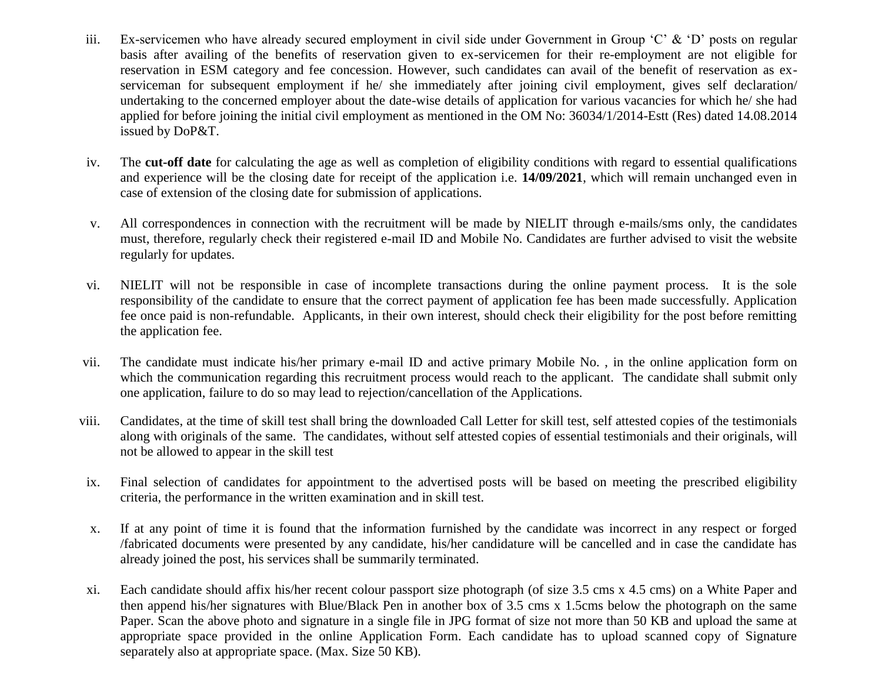iii. Ex-servicemen who have already secured employment in civil side under Government in Group 'C' & 'D' posts on regular basis after availing of the benefits of reservation given to ex-servicemen for their re-employment are not eligible for reservation in ESM category and fee concession. However, such candidates can avail of the benefit of reservation as ex-serviceman for subsequent employment if he/ she immediately after joining civil employment, gives self declaration/ undertaking to the concerned employer about the date-wise details of application for various vacancies for which he/ she had applied for before joining the initial civil employment as mentioned in the OM No: 36034/1/2014-Estt (Res) dated 14.08.2014 issued by DoP&T.

iv. The **cut-off date** for calculating the age as well as completion of eligibility conditions with regard to essential qualifications and experience will be the closing date for receipt of the application i.e. **14/09/2021**, which will remain unchanged even in case of extension of the closing date for submission of applications.

v. All correspondences in connection with the recruitment will be made by NIELIT through e-mails/sms only, the candidates must, therefore, regularly check their registered e-mail ID and Mobile No. Candidates are further advised to visit the website regularly for updates.

vi. NIELIT will not be responsible in case of incomplete transactions during the online payment process. It is the sole responsibility of the candidate to ensure that the correct payment of application fee has been made successfully. Application fee once paid is non-refundable. Applicants, in their own interest, should check their eligibility for the post before remitting the application fee.

vii. The candidate must indicate his/her primary e-mail ID and active primary Mobile No. , in the online application form on which the communication regarding this recruitment process would reach to the applicant. The candidate shall submit only one application, failure to do so may lead to rejection/cancellation of the Applications.

viii. Candidates, at the time of skill test shall bring the downloaded Call Letter for skill test, self attested copies of the testimonials along with originals of the same. The candidates, without self attested copies of essential testimonials and their originals, will not be allowed to appear in the skill test

ix. Final selection of candidates for appointment to the advertised posts will be based on meeting the prescribed eligibility criteria, the performance in the written examination and in skill test.

x. If at any point of time it is found that the information furnished by the candidate was incorrect in any respect or forged /fabricated documents were presented by any candidate, his/her candidature will be cancelled and in case the candidate has already joined the post, his services shall be summarily terminated.

xi. Each candidate should affix his/her recent colour passport size photograph (of size 3.5 cms x 4.5 cms) on a White Paper and then append his/her signatures with Blue/Black Pen in another box of 3.5 cms x 1.5cms below the photograph on the same Paper. Scan the above photo and signature in a single file in JPG format of size not more than 50 KB and upload the same at appropriate space provided in the online Application Form. Each candidate has to upload scanned copy of Signature separately also at appropriate space. (Max. Size 50 KB).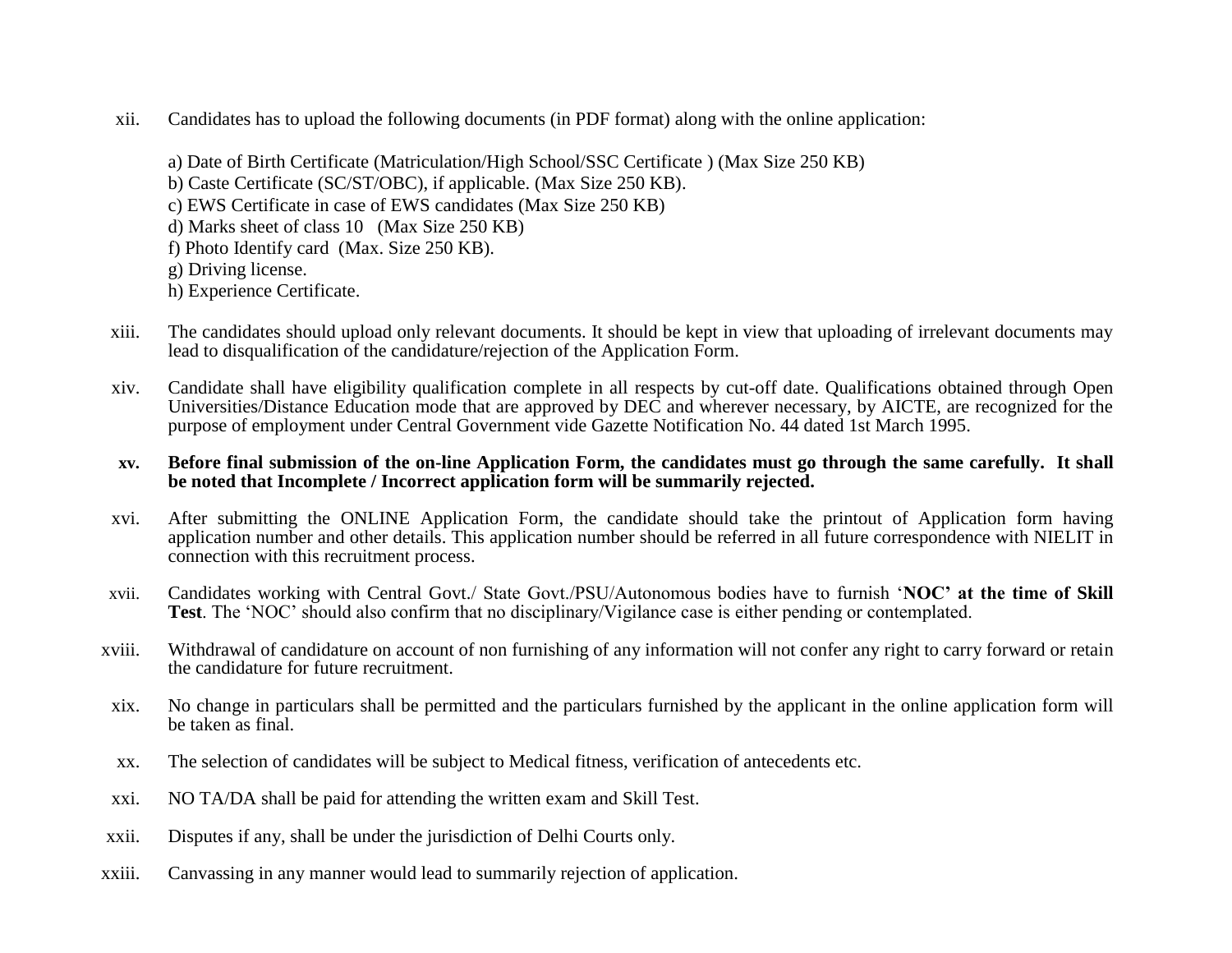xii. Candidates has to upload the following documents (in PDF format) along with the online application:

a) Date of Birth Certificate (Matriculation/High School/SSC Certificate ) (Max Size 250 KB)
b) Caste Certificate (SC/ST/OBC), if applicable. (Max Size 250 KB).
c) EWS Certificate in case of EWS candidates (Max Size 250 KB)
d) Marks sheet of class 10 (Max Size 250 KB)
f) Photo Identify card (Max. Size 250 KB).
g) Driving license.
h) Experience Certificate.

xiii. The candidates should upload only relevant documents. It should be kept in view that uploading of irrelevant documents may lead to disqualification of the candidature/rejection of the Application Form.

xiv. Candidate shall have eligibility qualification complete in all respects by cut-off date. Qualifications obtained through Open Universities/Distance Education mode that are approved by DEC and wherever necessary, by AICTE, are recognized for the purpose of employment under Central Government vide Gazette Notification No. 44 dated 1st March 1995.

**xv. Before final submission of the on-line Application Form, the candidates must go through the same carefully. It shall be noted that Incomplete / Incorrect application form will be summarily rejected.**

xvi. After submitting the ONLINE Application Form, the candidate should take the printout of Application form having application number and other details. This application number should be referred in all future correspondence with NIELIT in connection with this recruitment process.

xvii. Candidates working with Central Govt./ State Govt./PSU/Autonomous bodies have to furnish '**NOC' at the time of Skill Test**. The 'NOC' should also confirm that no disciplinary/Vigilance case is either pending or contemplated.

xviii. Withdrawal of candidature on account of non furnishing of any information will not confer any right to carry forward or retain the candidature for future recruitment.

xix. No change in particulars shall be permitted and the particulars furnished by the applicant in the online application form will be taken as final.

xx. The selection of candidates will be subject to Medical fitness, verification of antecedents etc.

xxi. NO TA/DA shall be paid for attending the written exam and Skill Test.

xxii. Disputes if any, shall be under the jurisdiction of Delhi Courts only.

xxiii. Canvassing in any manner would lead to summarily rejection of application.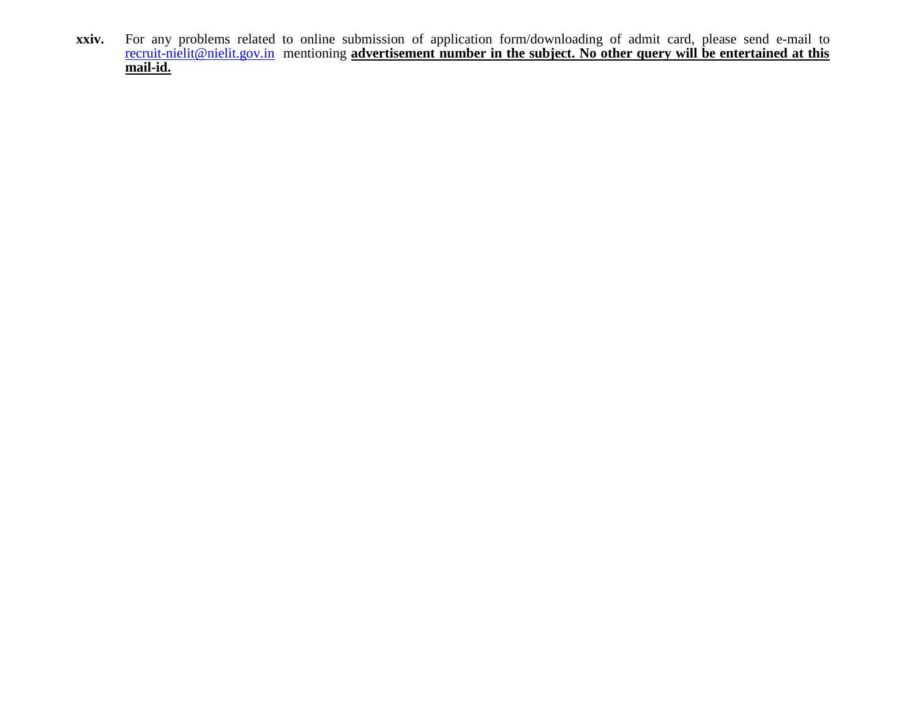**xxiv.** For any problems related to online submission of application form/downloading of admit card, please send e-mail to recruit-nielit@nielit.gov.in mentioning **advertisement number in the subject. No other query will be entertained at this mail-id.**